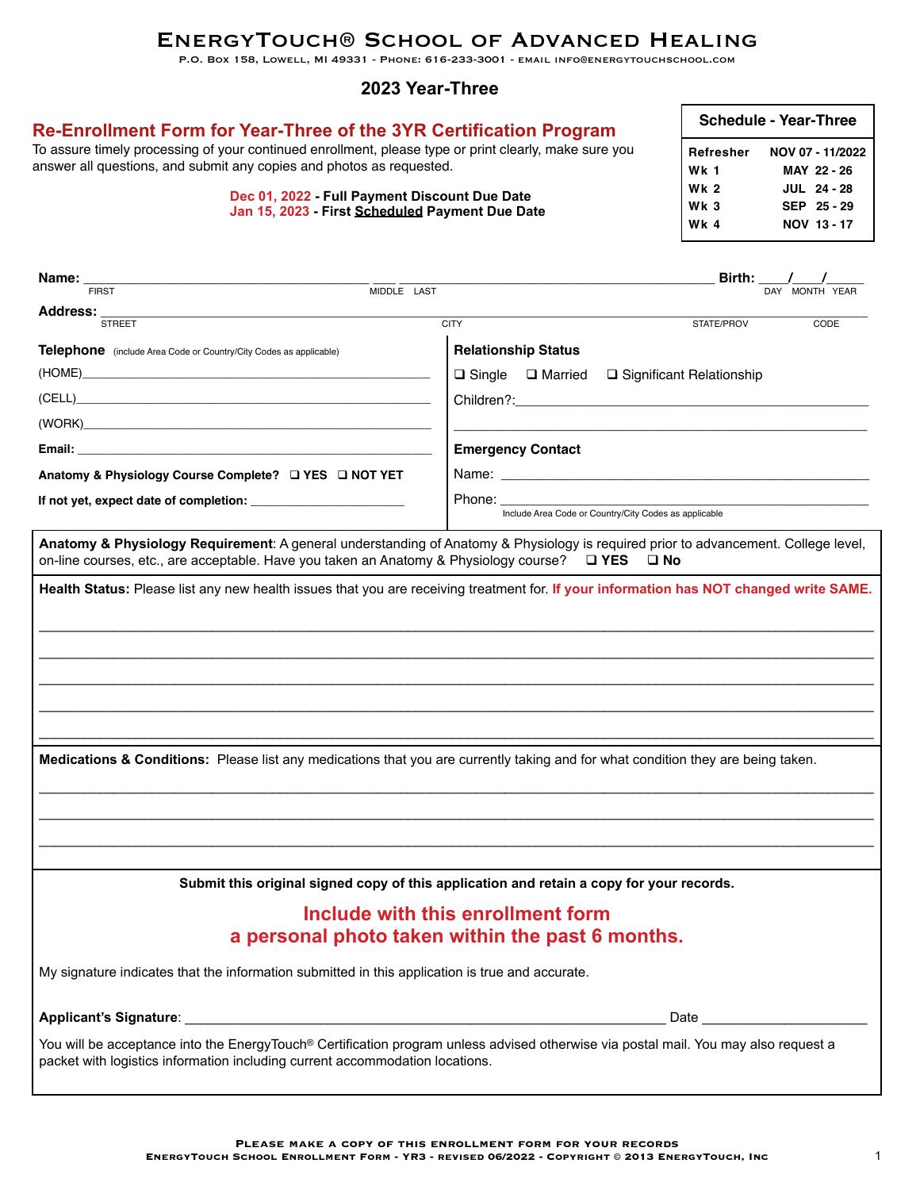# EnergyTouch® School of Advanced Healing

P.O. Box 158, Lowell, MI 49331 - Phone: 616-233-3001 - email info@energytouchschool.com

## 2023 Year-Three

## Re-Enrollment Form for Year-Three of the 3YR Certification Program

To assure timely processing of your continued enrollment, please type or print clearly, make sure you answer all questions, and submit any copies and photos as requested.

**Dec 01, 2022 - Full Payment Discount Due Date**
**Jan 15, 2023 - First Scheduled Payment Due Date**

| Schedule - Year-Three | |
|---|---|
| Refresher | NOV 07 - 11/2022 |
| Wk 1 | MAY 22 - 26 |
| Wk 2 | JUL 24 - 28 |
| Wk 3 | SEP 25 - 29 |
| Wk 4 | NOV 13 - 17 |

**Name:** ______________________ ___ ______________________ **Birth:** ____/____/_____
FIRST MIDDLE LAST DAY MONTH YEAR

**Address:** ________________________________________________
STREET CITY STATE/PROV CODE

**Telephone** (include Area Code or Country/City Codes as applicable)

(HOME)________________________

(CELL)________________________

(WORK)________________________

**Email:** ________________________

**Anatomy & Physiology Course Complete?** ❑ YES ❑ NOT YET

**If not yet, expect date of completion:** ______________

**Relationship Status**

❑ Single ❑ Married ❑ Significant Relationship

Children?:________________________

**Emergency Contact**

Name: ________________________

Phone: ________________________
Include Area Code or Country/City Codes as applicable

**Anatomy & Physiology Requirement**: A general understanding of Anatomy & Physiology is required prior to advancement. College level, on-line courses, etc., are acceptable. Have you taken an Anatomy & Physiology course? ❑ YES ❑ No

**Health Status:** Please list any new health issues that you are receiving treatment for. **If your information has NOT changed write SAME.**

________________________________________________

________________________________________________

________________________________________________

________________________________________________

________________________________________________

**Medications & Conditions:** Please list any medications that you are currently taking and for what condition they are being taken.

________________________________________________

________________________________________________

________________________________________________

**Submit this original signed copy of this application and retain a copy for your records.**

## Include with this enrollment form a personal photo taken within the past 6 months.

My signature indicates that the information submitted in this application is true and accurate.

**Applicant's Signature**: ________________________________ Date ______________

You will be acceptance into the EnergyTouch® Certification program unless advised otherwise via postal mail. You may also request a packet with logistics information including current accommodation locations.

**Please make a copy of this enrollment form for your records**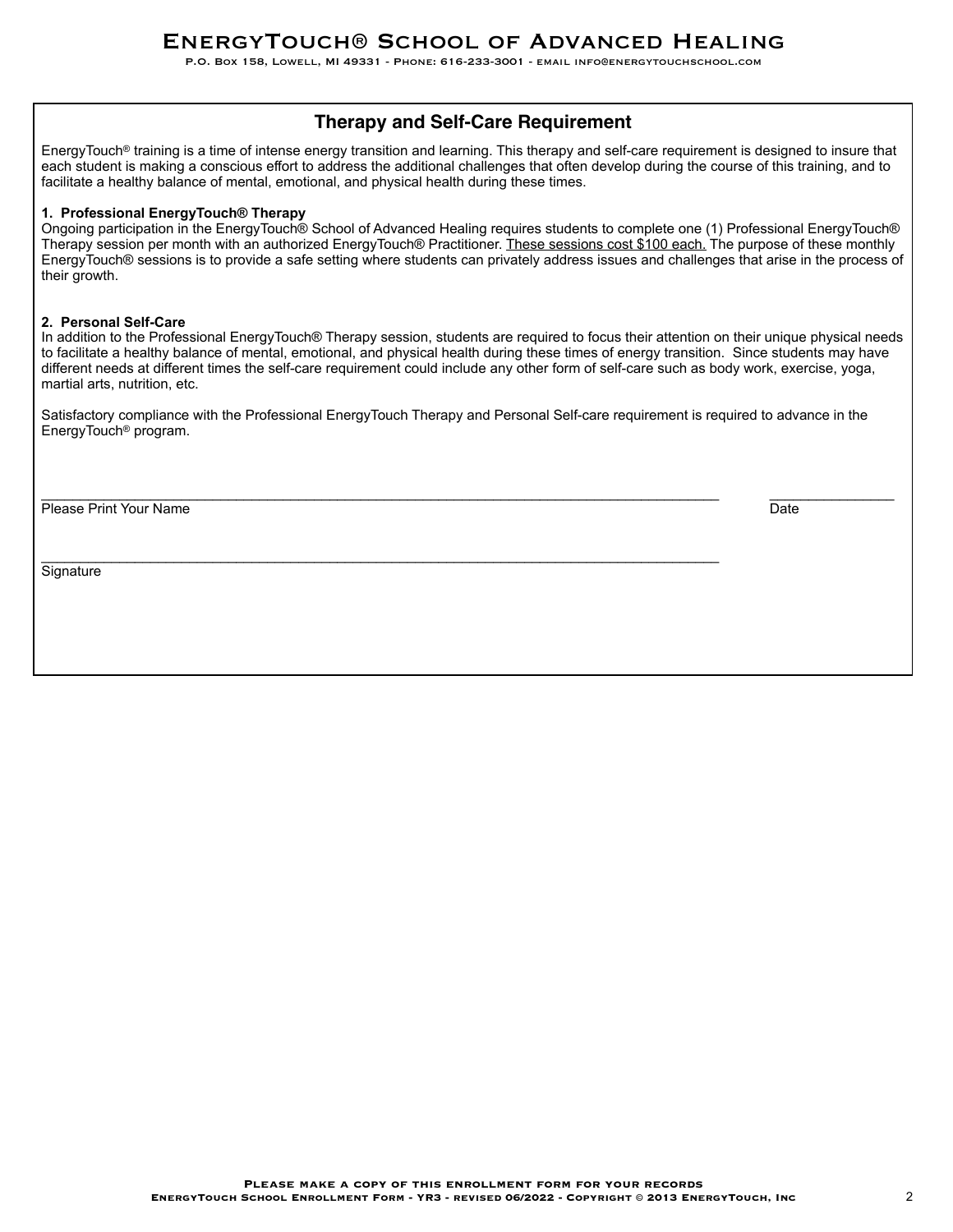## Therapy and Self-Care Requirement

EnergyTouch® training is a time of intense energy transition and learning. This therapy and self-care requirement is designed to insure that each student is making a conscious effort to address the additional challenges that often develop during the course of this training, and to facilitate a healthy balance of mental, emotional, and physical health during these times.

**1. Professional EnergyTouch® Therapy**

Ongoing participation in the EnergyTouch® School of Advanced Healing requires students to complete one (1) Professional EnergyTouch® Therapy session per month with an authorized EnergyTouch® Practitioner. <u>These sessions cost $100 each.</u> The purpose of these monthly EnergyTouch® sessions is to provide a safe setting where students can privately address issues and challenges that arise in the process of their growth.

**2. Personal Self-Care**

In addition to the Professional EnergyTouch® Therapy session, students are required to focus their attention on their unique physical needs to facilitate a healthy balance of mental, emotional, and physical health during these times of energy transition. Since students may have different needs at different times the self-care requirement could include any other form of self-care such as body work, exercise, yoga, martial arts, nutrition, etc.

Satisfactory compliance with the Professional EnergyTouch Therapy and Personal Self-care requirement is required to advance in the EnergyTouch® program.

______________________________________________________________________________ ________________
Please Print Your Name Date

______________________________________________________________________________
Signature

**Please make a copy of this enrollment form for your records**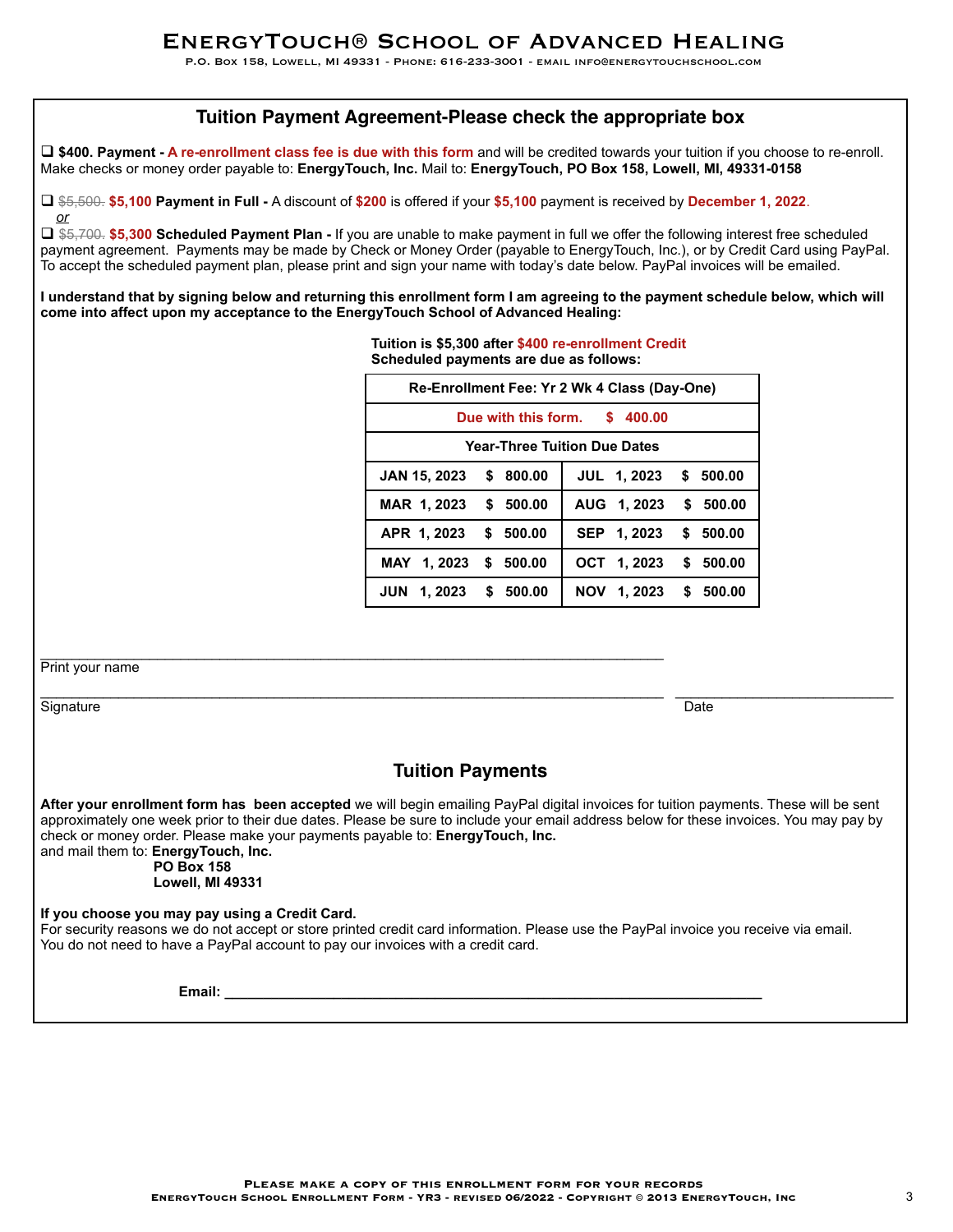# EnergyTouch® School of Advanced Healing

P.O. Box 158, Lowell, MI 49331 - Phone: 616-233-3001 - email info@energytouchschool.com

## Tuition Payment Agreement-Please check the appropriate box

❑ **$400. Payment - A re-enrollment class fee is due with this form** and will be credited towards your tuition if you choose to re-enroll. Make checks or money order payable to: **EnergyTouch, Inc.** Mail to: **EnergyTouch, PO Box 158, Lowell, MI, 49331-0158**

❑ ~~$5,500.~~ **$5,100 Payment in Full -** A discount of **$200** is offered if your **$5,100** payment is received by **December 1, 2022**.

*or*

❑ ~~$5,700.~~ **$5,300 Scheduled Payment Plan -** If you are unable to make payment in full we offer the following interest free scheduled payment agreement. Payments may be made by Check or Money Order (payable to EnergyTouch, Inc.), or by Credit Card using PayPal. To accept the scheduled payment plan, please print and sign your name with today's date below. PayPal invoices will be emailed.

**I understand that by signing below and returning this enrollment form I am agreeing to the payment schedule below, which will come into affect upon my acceptance to the EnergyTouch School of Advanced Healing:**

**Tuition is $5,300 after $400 re-enrollment Credit**
**Scheduled payments are due as follows:**

| | |
|---|---|
| **Re-Enrollment Fee: Yr 2 Wk 4 Class (Day-One)** | |
| **Due with this form. $ 400.00** | |
| **Year-Three Tuition Due Dates** | |
| **JAN 15, 2023 $ 800.00** | **JUL 1, 2023 $ 500.00** |
| **MAR 1, 2023 $ 500.00** | **AUG 1, 2023 $ 500.00** |
| **APR 1, 2023 $ 500.00** | **SEP 1, 2023 $ 500.00** |
| **MAY 1, 2023 $ 500.00** | **OCT 1, 2023 $ 500.00** |
| **JUN 1, 2023 $ 500.00** | **NOV 1, 2023 $ 500.00** |

\_\_\_\_\_\_\_\_\_\_\_\_\_\_\_\_\_\_\_\_\_\_\_\_\_\_\_\_\_\_\_\_\_\_\_\_\_\_\_\_
Print your name

\_\_\_\_\_\_\_\_\_\_\_\_\_\_\_\_\_\_\_\_\_\_\_\_\_\_\_\_\_\_\_\_\_\_\_\_\_\_\_\_ \_\_\_\_\_\_\_\_\_\_\_\_\_\_\_\_\_\_\_\_
Signature Date

## Tuition Payments

**After your enrollment form has been accepted** we will begin emailing PayPal digital invoices for tuition payments. These will be sent approximately one week prior to their due dates. Please be sure to include your email address below for these invoices. You may pay by check or money order. Please make your payments payable to: **EnergyTouch, Inc.**
and mail them to: **EnergyTouch, Inc.**
**PO Box 158**
**Lowell, MI 49331**

**If you choose you may pay using a Credit Card.**
For security reasons we do not accept or store printed credit card information. Please use the PayPal invoice you receive via email. You do not need to have a PayPal account to pay our invoices with a credit card.

**Email:** \_\_\_\_\_\_\_\_\_\_\_\_\_\_\_\_\_\_\_\_\_\_\_\_\_\_\_\_\_\_\_\_\_\_\_\_\_\_\_\_

Please make a copy of this enrollment form for your records
EnergyTouch School Enrollment Form - YR3 - revised 06/2022 - Copyright © 2013 EnergyTouch, Inc